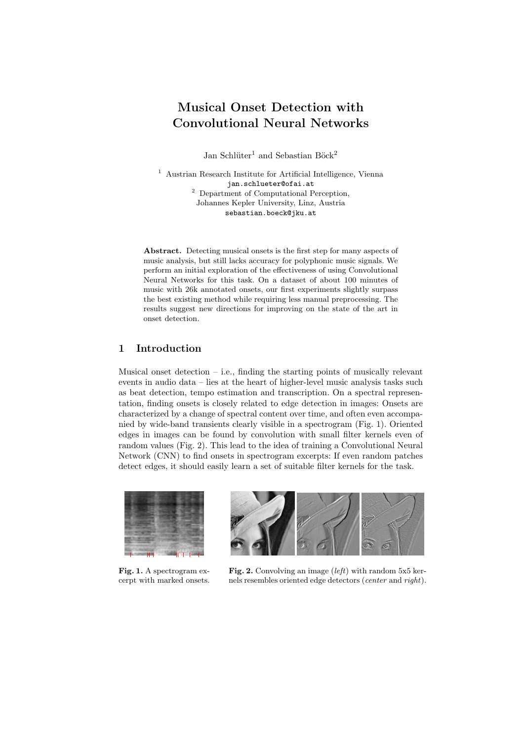# Musical Onset Detection with Convolutional Neural Networks

Jan Schlüter[1] and Sebastian Böck[2]

[1] Austrian Research Institute for Artificial Intelligence, Vienna
jan.schlueter@ofai.at
[2] Department of Computational Perception,
Johannes Kepler University, Linz, Austria
sebastian.boeck@jku.at

**Abstract.** Detecting musical onsets is the first step for many aspects of music analysis, but still lacks accuracy for polyphonic music signals. We perform an initial exploration of the effectiveness of using Convolutional Neural Networks for this task. On a dataset of about 100 minutes of music with 26k annotated onsets, our first experiments slightly surpass the best existing method while requiring less manual preprocessing. The results suggest new directions for improving on the state of the art in onset detection.

## 1 Introduction

Musical onset detection – i.e., finding the starting points of musically relevant events in audio data – lies at the heart of higher-level music analysis tasks such as beat detection, tempo estimation and transcription. On a spectral representation, finding onsets is closely related to edge detection in images: Onsets are characterized by a change of spectral content over time, and often even accompanied by wide-band transients clearly visible in a spectrogram (Fig. 1). Oriented edges in images can be found by convolution with small filter kernels even of random values (Fig. 2). This lead to the idea of training a Convolutional Neural Network (CNN) to find onsets in spectrogram excerpts: If even random patches detect edges, it should easily learn a set of suitable filter kernels for the task.

**Fig. 1.** A spectrogram excerpt with marked onsets.

**Fig. 2.** Convolving an image (*left*) with random 5x5 kernels resembles oriented edge detectors (*center* and *right*).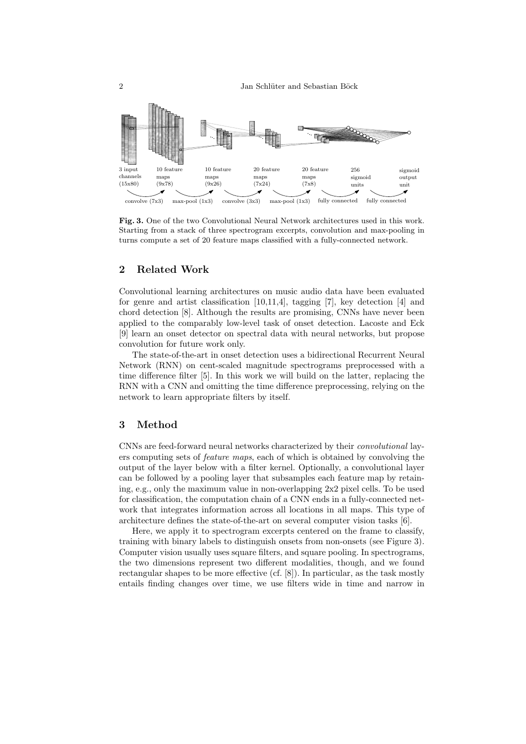3 input channels (15x80) — convolve (7x3) → 10 feature maps (9x78) — max-pool (1x3) → 10 feature maps (9x26) — convolve (3x3) → 20 feature maps (7x24) — max-pool (1x3) → 20 feature maps (7x8) — fully connected → 256 sigmoid units — fully connected → sigmoid output unit

**Fig. 3.** One of the two Convolutional Neural Network architectures used in this work. Starting from a stack of three spectrogram excerpts, convolution and max-pooling in turns compute a set of 20 feature maps classified with a fully-connected network.

## 2 Related Work

Convolutional learning architectures on music audio data have been evaluated for genre and artist classification [10,11,4], tagging [7], key detection [4] and chord detection [8]. Although the results are promising, CNNs have never been applied to the comparably low-level task of onset detection. Lacoste and Eck [9] learn an onset detector on spectral data with neural networks, but propose convolution for future work only.

The state-of-the-art in onset detection uses a bidirectional Recurrent Neural Network (RNN) on cent-scaled magnitude spectrograms preprocessed with a time difference filter [5]. In this work we will build on the latter, replacing the RNN with a CNN and omitting the time difference preprocessing, relying on the network to learn appropriate filters by itself.

## 3 Method

CNNs are feed-forward neural networks characterized by their *convolutional* layers computing sets of *feature maps*, each of which is obtained by convolving the output of the layer below with a filter kernel. Optionally, a convolutional layer can be followed by a pooling layer that subsamples each feature map by retaining, e.g., only the maximum value in non-overlapping 2x2 pixel cells. To be used for classification, the computation chain of a CNN ends in a fully-connected network that integrates information across all locations in all maps. This type of architecture defines the state-of-the-art on several computer vision tasks [6].

Here, we apply it to spectrogram excerpts centered on the frame to classify, training with binary labels to distinguish onsets from non-onsets (see Figure 3). Computer vision usually uses square filters, and square pooling. In spectrograms, the two dimensions represent two different modalities, though, and we found rectangular shapes to be more effective (cf. [8]). In particular, as the task mostly entails finding changes over time, we use filters wide in time and narrow in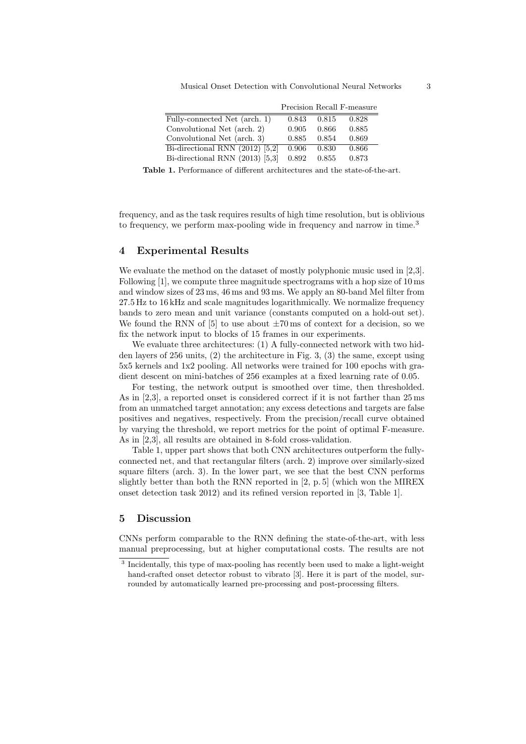| | Precision | Recall | F-measure |
|---|---|---|---|
| Fully-connected Net (arch. 1) | 0.843 | 0.815 | 0.828 |
| Convolutional Net (arch. 2) | 0.905 | 0.866 | 0.885 |
| Convolutional Net (arch. 3) | 0.885 | 0.854 | 0.869 |
| Bi-directional RNN (2012) [5,2] | 0.906 | 0.830 | 0.866 |
| Bi-directional RNN (2013) [5,3] | 0.892 | 0.855 | 0.873 |

**Table 1.** Performance of different architectures and the state-of-the-art.

frequency, and as the task requires results of high time resolution, but is oblivious to frequency, we perform max-pooling wide in frequency and narrow in time.[3]

## 4 Experimental Results

We evaluate the method on the dataset of mostly polyphonic music used in [2,3]. Following [1], we compute three magnitude spectrograms with a hop size of 10 ms and window sizes of 23 ms, 46 ms and 93 ms. We apply an 80-band Mel filter from 27.5 Hz to 16 kHz and scale magnitudes logarithmically. We normalize frequency bands to zero mean and unit variance (constants computed on a hold-out set). We found the RNN of [5] to use about $\pm 70$ ms of context for a decision, so we fix the network input to blocks of 15 frames in our experiments.

We evaluate three architectures: (1) A fully-connected network with two hidden layers of 256 units, (2) the architecture in Fig. 3, (3) the same, except using 5x5 kernels and 1x2 pooling. All networks were trained for 100 epochs with gradient descent on mini-batches of 256 examples at a fixed learning rate of 0.05.

For testing, the network output is smoothed over time, then thresholded. As in [2,3], a reported onset is considered correct if it is not farther than 25 ms from an unmatched target annotation; any excess detections and targets are false positives and negatives, respectively. From the precision/recall curve obtained by varying the threshold, we report metrics for the point of optimal F-measure. As in [2,3], all results are obtained in 8-fold cross-validation.

Table 1, upper part shows that both CNN architectures outperform the fully-connected net, and that rectangular filters (arch. 2) improve over similarly-sized square filters (arch. 3). In the lower part, we see that the best CNN performs slightly better than both the RNN reported in [2, p. 5] (which won the MIREX onset detection task 2012) and its refined version reported in [3, Table 1].

## 5 Discussion

CNNs perform comparable to the RNN defining the state-of-the-art, with less manual preprocessing, but at higher computational costs. The results are not

[3] Incidentally, this type of max-pooling has recently been used to make a light-weight hand-crafted onset detector robust to vibrato [3]. Here it is part of the model, surrounded by automatically learned pre-processing and post-processing filters.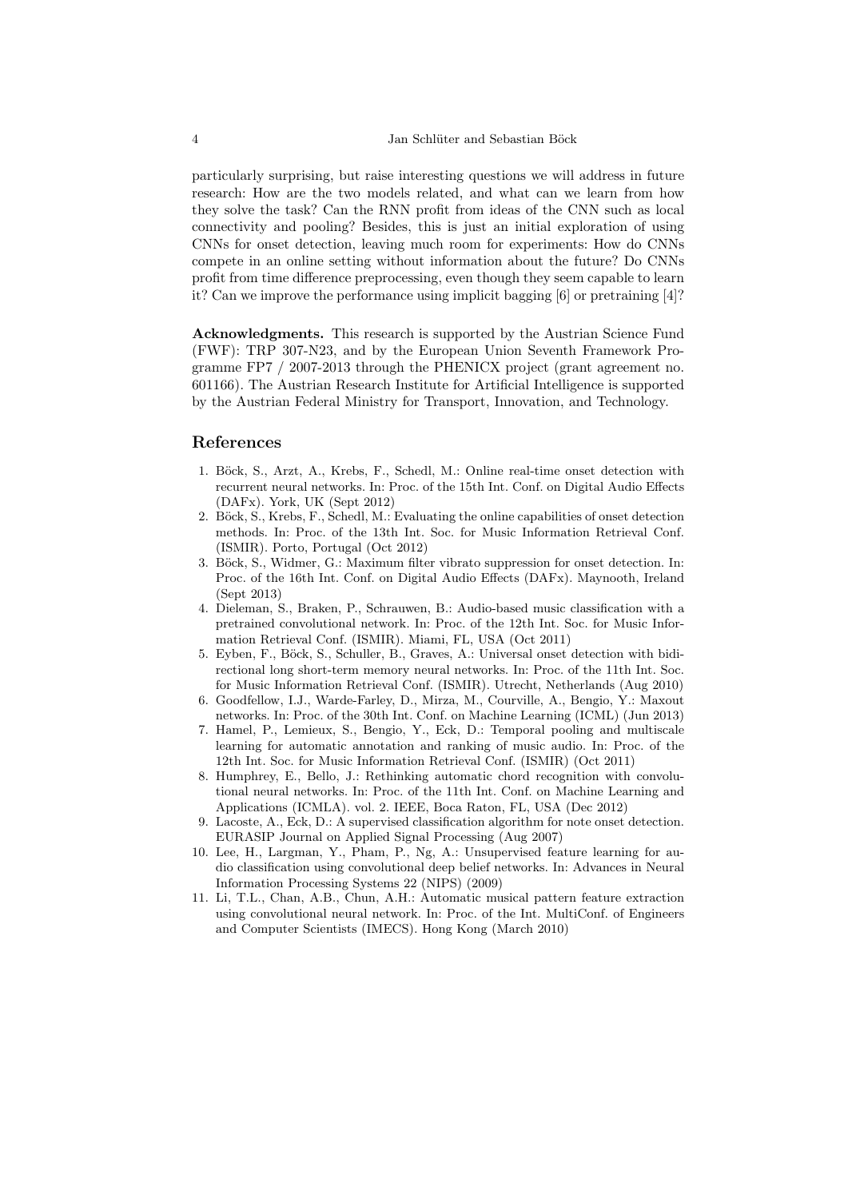particularly surprising, but raise interesting questions we will address in future research: How are the two models related, and what can we learn from how they solve the task? Can the RNN profit from ideas of the CNN such as local connectivity and pooling? Besides, this is just an initial exploration of using CNNs for onset detection, leaving much room for experiments: How do CNNs compete in an online setting without information about the future? Do CNNs profit from time difference preprocessing, even though they seem capable to learn it? Can we improve the performance using implicit bagging [6] or pretraining [4]?

**Acknowledgments.** This research is supported by the Austrian Science Fund (FWF): TRP 307-N23, and by the European Union Seventh Framework Programme FP7 / 2007-2013 through the PHENICX project (grant agreement no. 601166). The Austrian Research Institute for Artificial Intelligence is supported by the Austrian Federal Ministry for Transport, Innovation, and Technology.

## References

1. Böck, S., Arzt, A., Krebs, F., Schedl, M.: Online real-time onset detection with recurrent neural networks. In: Proc. of the 15th Int. Conf. on Digital Audio Effects (DAFx). York, UK (Sept 2012)
2. Böck, S., Krebs, F., Schedl, M.: Evaluating the online capabilities of onset detection methods. In: Proc. of the 13th Int. Soc. for Music Information Retrieval Conf. (ISMIR). Porto, Portugal (Oct 2012)
3. Böck, S., Widmer, G.: Maximum filter vibrato suppression for onset detection. In: Proc. of the 16th Int. Conf. on Digital Audio Effects (DAFx). Maynooth, Ireland (Sept 2013)
4. Dieleman, S., Braken, P., Schrauwen, B.: Audio-based music classification with a pretrained convolutional network. In: Proc. of the 12th Int. Soc. for Music Information Retrieval Conf. (ISMIR). Miami, FL, USA (Oct 2011)
5. Eyben, F., Böck, S., Schuller, B., Graves, A.: Universal onset detection with bidirectional long short-term memory neural networks. In: Proc. of the 11th Int. Soc. for Music Information Retrieval Conf. (ISMIR). Utrecht, Netherlands (Aug 2010)
6. Goodfellow, I.J., Warde-Farley, D., Mirza, M., Courville, A., Bengio, Y.: Maxout networks. In: Proc. of the 30th Int. Conf. on Machine Learning (ICML) (Jun 2013)
7. Hamel, P., Lemieux, S., Bengio, Y., Eck, D.: Temporal pooling and multiscale learning for automatic annotation and ranking of music audio. In: Proc. of the 12th Int. Soc. for Music Information Retrieval Conf. (ISMIR) (Oct 2011)
8. Humphrey, E., Bello, J.: Rethinking automatic chord recognition with convolutional neural networks. In: Proc. of the 11th Int. Conf. on Machine Learning and Applications (ICMLA). vol. 2. IEEE, Boca Raton, FL, USA (Dec 2012)
9. Lacoste, A., Eck, D.: A supervised classification algorithm for note onset detection. EURASIP Journal on Applied Signal Processing (Aug 2007)
10. Lee, H., Largman, Y., Pham, P., Ng, A.: Unsupervised feature learning for audio classification using convolutional deep belief networks. In: Advances in Neural Information Processing Systems 22 (NIPS) (2009)
11. Li, T.L., Chan, A.B., Chun, A.H.: Automatic musical pattern feature extraction using convolutional neural network. In: Proc. of the Int. MultiConf. of Engineers and Computer Scientists (IMECS). Hong Kong (March 2010)